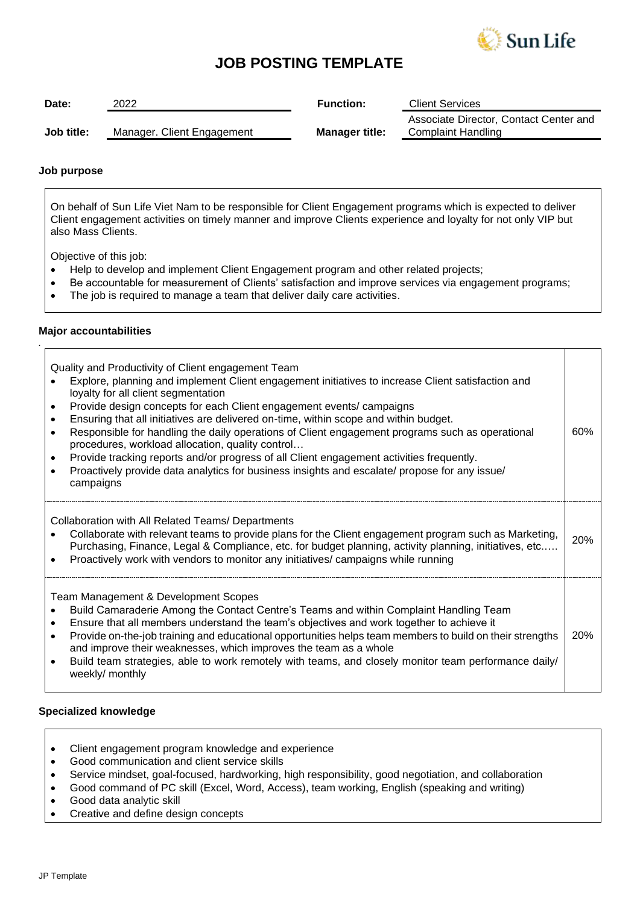# JOB POSTING TEMPLATE

| | | | |
|---|---|---|---|
| **Date:** | 2022 | **Function:** | Client Services |
| **Job title:** | Manager. Client Engagement | **Manager title:** | Associate Director, Contact Center and Complaint Handling |

**Job purpose**

On behalf of Sun Life Viet Nam to be responsible for Client Engagement programs which is expected to deliver Client engagement activities on timely manner and improve Clients experience and loyalty for not only VIP but also Mass Clients.

Objective of this job:

- Help to develop and implement Client Engagement program and other related projects;
- Be accountable for measurement of Clients' satisfaction and improve services via engagement programs;
- The job is required to manage a team that deliver daily care activities.

**Major accountabilities**

| | |
|---|---|
| Quality and Productivity of Client engagement Team<br>• Explore, planning and implement Client engagement initiatives to increase Client satisfaction and loyalty for all client segmentation<br>• Provide design concepts for each Client engagement events/ campaigns<br>• Ensuring that all initiatives are delivered on-time, within scope and within budget.<br>• Responsible for handling the daily operations of Client engagement programs such as operational procedures, workload allocation, quality control…<br>• Provide tracking reports and/or progress of all Client engagement activities frequently.<br>• Proactively provide data analytics for business insights and escalate/ propose for any issue/ campaigns | 60% |
| Collaboration with All Related Teams/ Departments<br>• Collaborate with relevant teams to provide plans for the Client engagement program such as Marketing, Purchasing, Finance, Legal & Compliance, etc. for budget planning, activity planning, initiatives, etc…..<br>• Proactively work with vendors to monitor any initiatives/ campaigns while running | 20% |
| Team Management & Development Scopes<br>• Build Camaraderie Among the Contact Centre's Teams and within Complaint Handling Team<br>• Ensure that all members understand the team's objectives and work together to achieve it<br>• Provide on-the-job training and educational opportunities helps team members to build on their strengths and improve their weaknesses, which improves the team as a whole<br>• Build team strategies, able to work remotely with teams, and closely monitor team performance daily/ weekly/ monthly | 20% |

**Specialized knowledge**

- Client engagement program knowledge and experience
- Good communication and client service skills
- Service mindset, goal-focused, hardworking, high responsibility, good negotiation, and collaboration
- Good command of PC skill (Excel, Word, Access), team working, English (speaking and writing)
- Good data analytic skill
- Creative and define design concepts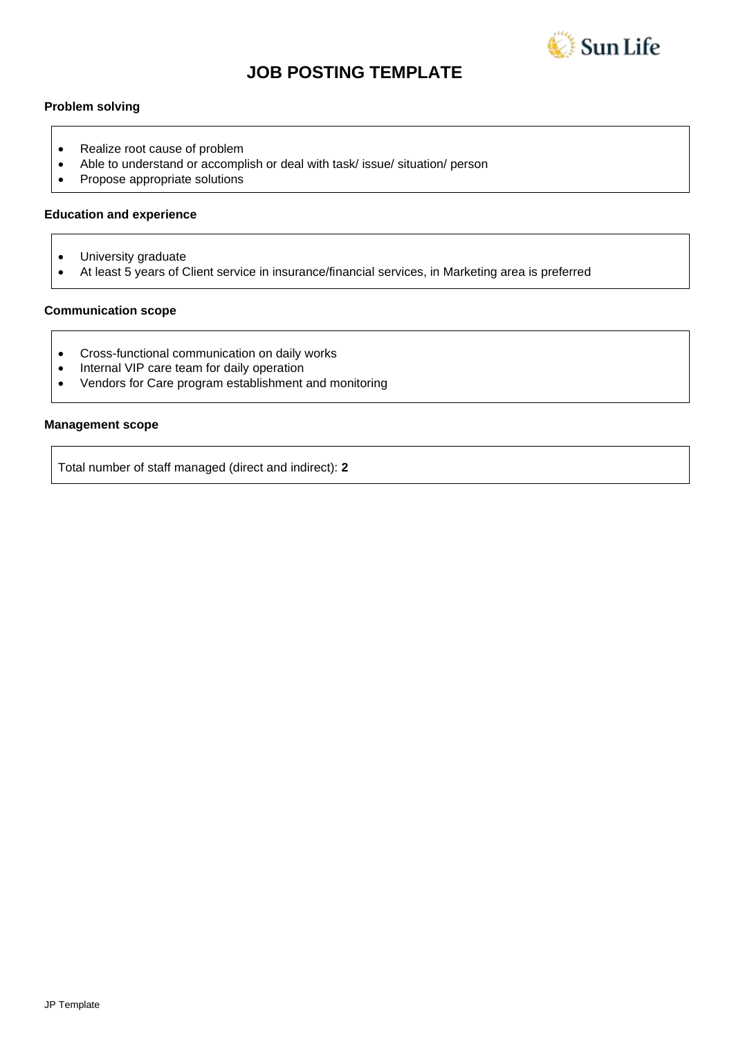# JOB POSTING TEMPLATE

**Problem solving**

- Realize root cause of problem
- Able to understand or accomplish or deal with task/ issue/ situation/ person
- Propose appropriate solutions

**Education and experience**

- University graduate
- At least 5 years of Client service in insurance/financial services, in Marketing area is preferred

**Communication scope**

- Cross-functional communication on daily works
- Internal VIP care team for daily operation
- Vendors for Care program establishment and monitoring

**Management scope**

Total number of staff managed (direct and indirect): **2**